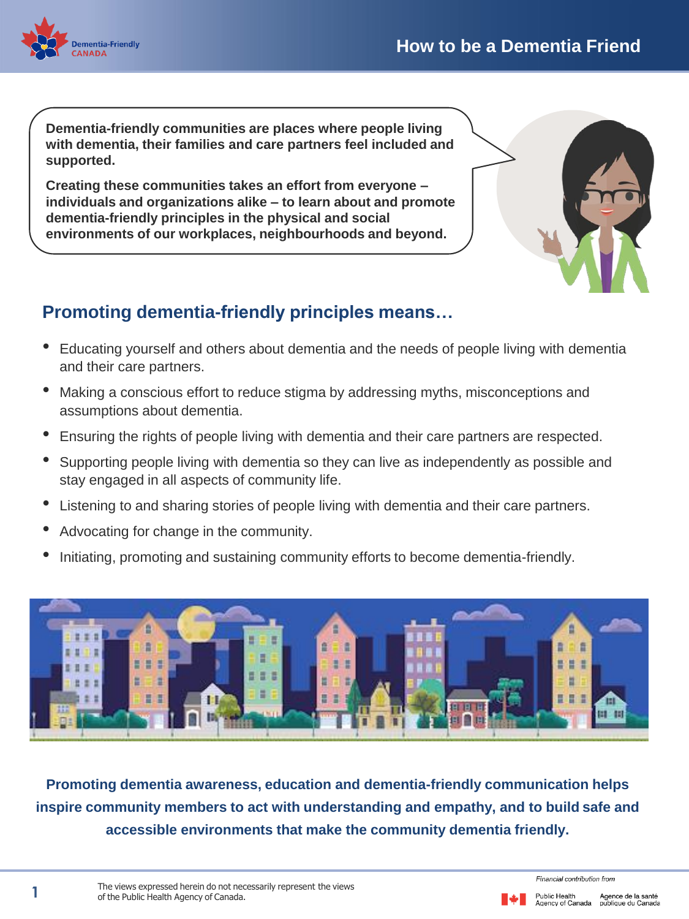# How to be a Dementia Friend

**Dementia-friendly communities are places where people living with dementia, their families and care partners feel included and supported.**

**Creating these communities takes an effort from everyone – individuals and organizations alike – to learn about and promote dementia-friendly principles in the physical and social environments of our workplaces, neighbourhoods and beyond.**

## Promoting dementia-friendly principles means…

- Educating yourself and others about dementia and the needs of people living with dementia and their care partners.
- Making a conscious effort to reduce stigma by addressing myths, misconceptions and assumptions about dementia.
- Ensuring the rights of people living with dementia and their care partners are respected.
- Supporting people living with dementia so they can live as independently as possible and stay engaged in all aspects of community life.
- Listening to and sharing stories of people living with dementia and their care partners.
- Advocating for change in the community.
- Initiating, promoting and sustaining community efforts to become dementia-friendly.

**Promoting dementia awareness, education and dementia-friendly communication helps inspire community members to act with understanding and empathy, and to build safe and accessible environments that make the community dementia friendly.**

The views expressed herein do not necessarily represent the views of the Public Health Agency of Canada.

*Financial contribution from*

Public Health Agency of Canada / Agence de la santé publique du Canada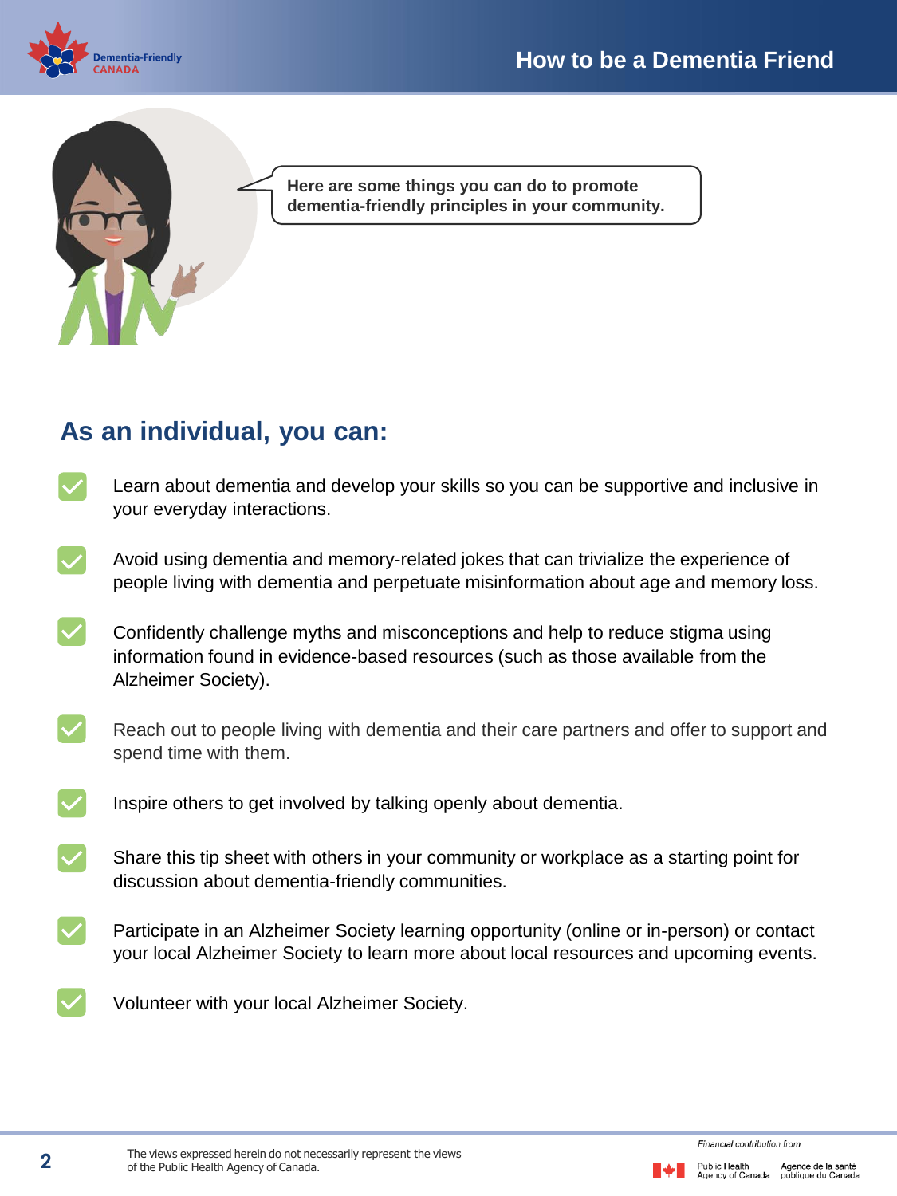# How to be a Dementia Friend

Here are some things you can do to promote dementia-friendly principles in your community.

## As an individual, you can:

- Learn about dementia and develop your skills so you can be supportive and inclusive in your everyday interactions.
- Avoid using dementia and memory-related jokes that can trivialize the experience of people living with dementia and perpetuate misinformation about age and memory loss.
- Confidently challenge myths and misconceptions and help to reduce stigma using information found in evidence-based resources (such as those available from the Alzheimer Society).
- Reach out to people living with dementia and their care partners and offer to support and spend time with them.
- Inspire others to get involved by talking openly about dementia.
- Share this tip sheet with others in your community or workplace as a starting point for discussion about dementia-friendly communities.
- Participate in an Alzheimer Society learning opportunity (online or in-person) or contact your local Alzheimer Society to learn more about local resources and upcoming events.
- Volunteer with your local Alzheimer Society.

The views expressed herein do not necessarily represent the views of the Public Health Agency of Canada.

Financial contribution from Public Health Agency of Canada / Agence de la santé publique du Canada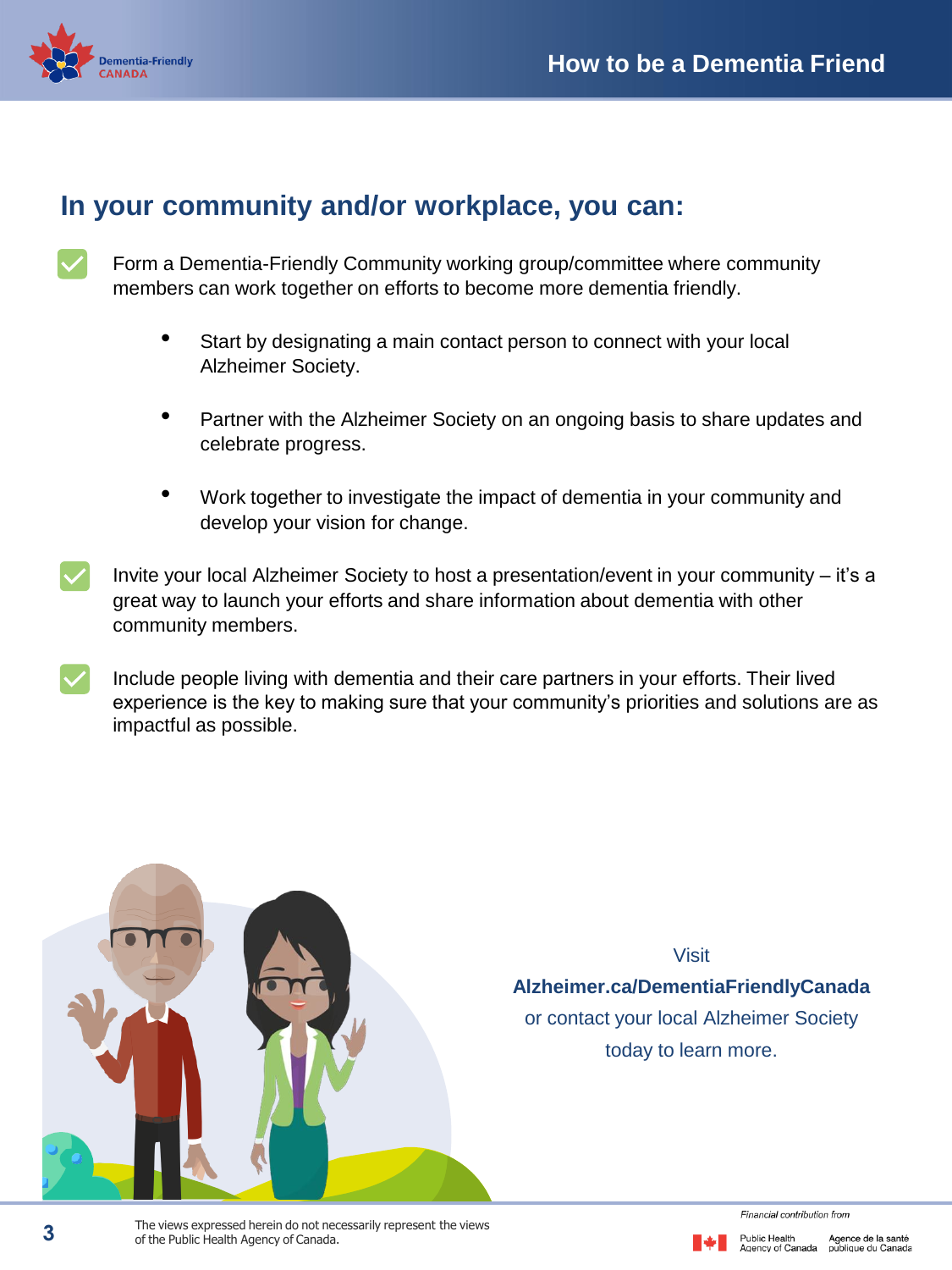## In your community and/or workplace, you can:

- Form a Dementia-Friendly Community working group/committee where community members can work together on efforts to become more dementia friendly.
  - Start by designating a main contact person to connect with your local Alzheimer Society.
  - Partner with the Alzheimer Society on an ongoing basis to share updates and celebrate progress.
  - Work together to investigate the impact of dementia in your community and develop your vision for change.
- Invite your local Alzheimer Society to host a presentation/event in your community – it's a great way to launch your efforts and share information about dementia with other community members.
- Include people living with dementia and their care partners in your efforts. Their lived experience is the key to making sure that your community's priorities and solutions are as impactful as possible.

Visit
**Alzheimer.ca/DementiaFriendlyCanada**
or contact your local Alzheimer Society
today to learn more.

The views expressed herein do not necessarily represent the views of the Public Health Agency of Canada.

*Financial contribution from*

Public Health Agency of Canada / Agence de la santé publique du Canada